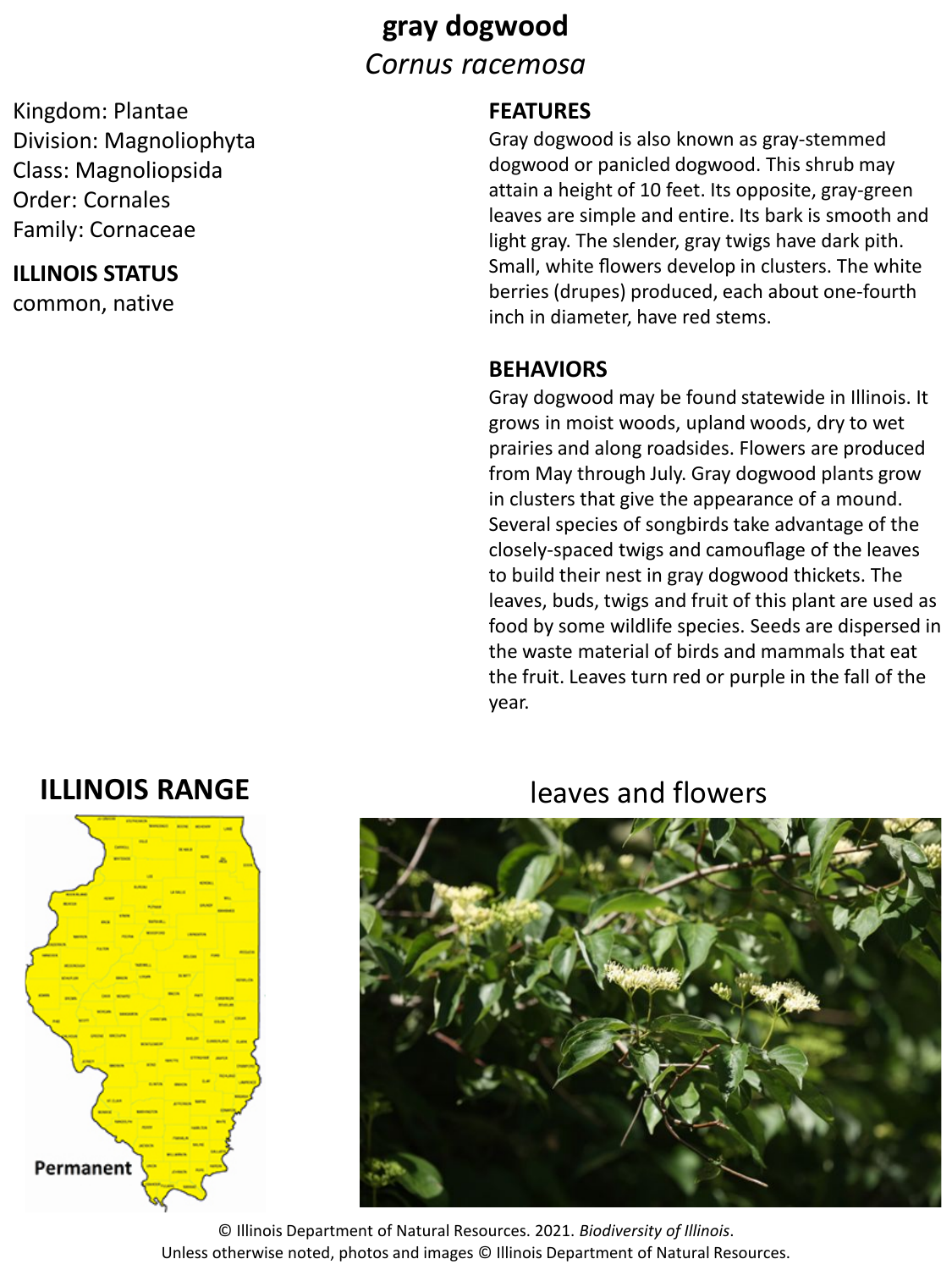# gray dogwood

*Cornus racemosa*

Kingdom: Plantae
Division: Magnoliophyta
Class: Magnoliopsida
Order: Cornales
Family: Cornaceae

## ILLINOIS STATUS

common, native

## FEATURES

Gray dogwood is also known as gray-stemmed dogwood or panicled dogwood. This shrub may attain a height of 10 feet. Its opposite, gray-green leaves are simple and entire. Its bark is smooth and light gray. The slender, gray twigs have dark pith. Small, white flowers develop in clusters. The white berries (drupes) produced, each about one-fourth inch in diameter, have red stems.

## BEHAVIORS

Gray dogwood may be found statewide in Illinois. It grows in moist woods, upland woods, dry to wet prairies and along roadsides. Flowers are produced from May through July. Gray dogwood plants grow in clusters that give the appearance of a mound. Several species of songbirds take advantage of the closely-spaced twigs and camouflage of the leaves to build their nest in gray dogwood thickets. The leaves, buds, twigs and fruit of this plant are used as food by some wildlife species. Seeds are dispersed in the waste material of birds and mammals that eat the fruit. Leaves turn red or purple in the fall of the year.

## ILLINOIS RANGE

Permanent

leaves and flowers

© Illinois Department of Natural Resources. 2021. *Biodiversity of Illinois*.
Unless otherwise noted, photos and images © Illinois Department of Natural Resources.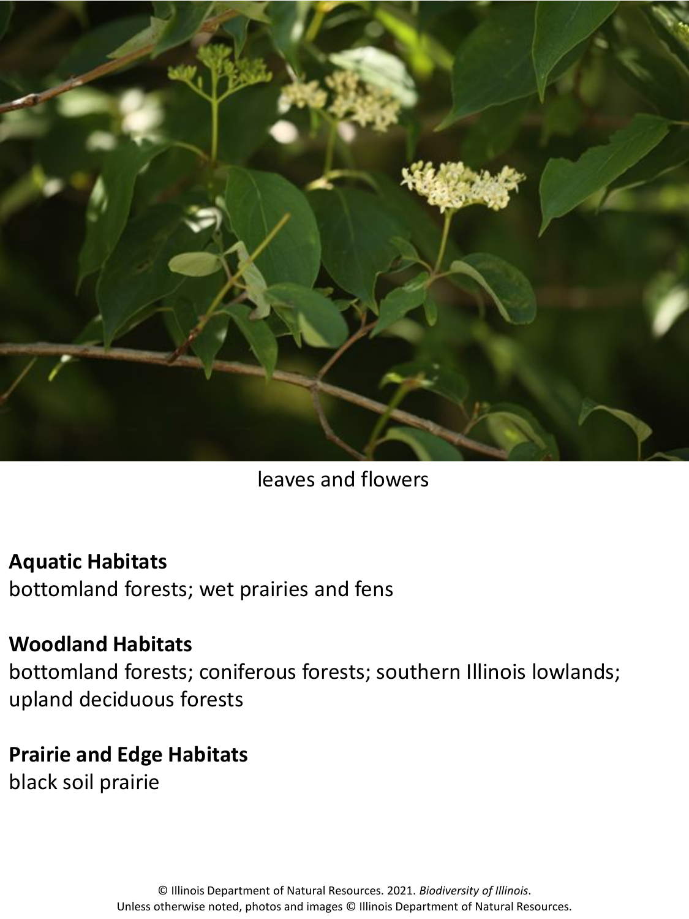leaves and flowers

**Aquatic Habitats**
bottomland forests; wet prairies and fens

**Woodland Habitats**
bottomland forests; coniferous forests; southern Illinois lowlands; upland deciduous forests

**Prairie and Edge Habitats**
black soil prairie

© Illinois Department of Natural Resources. 2021. *Biodiversity of Illinois*.
Unless otherwise noted, photos and images © Illinois Department of Natural Resources.